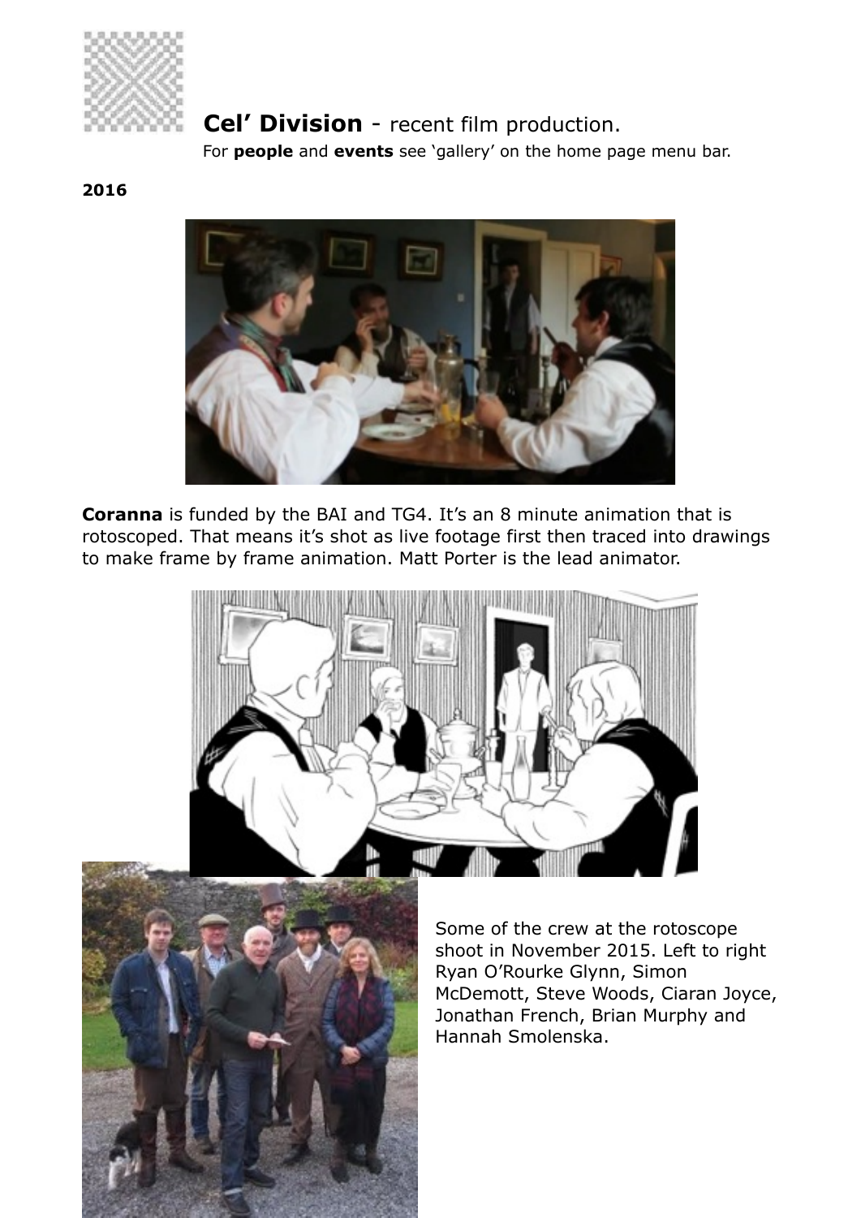# **Cel' Division** - recent film production.

For **people** and **events** see 'gallery' on the home page menu bar.

**2016**

**Coranna** is funded by the BAI and TG4. It's an 8 minute animation that is rotoscoped. That means it's shot as live footage first then traced into drawings to make frame by frame animation. Matt Porter is the lead animator.

Some of the crew at the rotoscope shoot in November 2015. Left to right Ryan O'Rourke Glynn, Simon McDemott, Steve Woods, Ciaran Joyce, Jonathan French, Brian Murphy and Hannah Smolenska.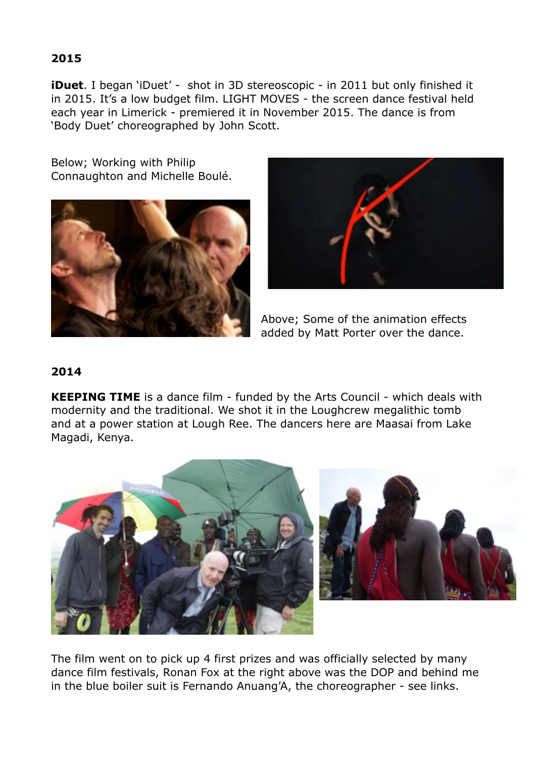## 2015

**iDuet**. I began 'iDuet' - shot in 3D stereoscopic - in 2011 but only finished it in 2015. It's a low budget film. LIGHT MOVES - the screen dance festival held each year in Limerick - premiered it in November 2015. The dance is from 'Body Duet' choreographed by John Scott.

Below; Working with Philip Connaughton and Michelle Boulé.

Above; Some of the animation effects added by Matt Porter over the dance.

## 2014

**KEEPING TIME** is a dance film - funded by the Arts Council - which deals with modernity and the traditional. We shot it in the Loughcrew megalithic tomb and at a power station at Lough Ree. The dancers here are Maasai from Lake Magadi, Kenya.

The film went on to pick up 4 first prizes and was officially selected by many dance film festivals, Ronan Fox at the right above was the DOP and behind me in the blue boiler suit is Fernando Anuang'A, the choreographer - see links.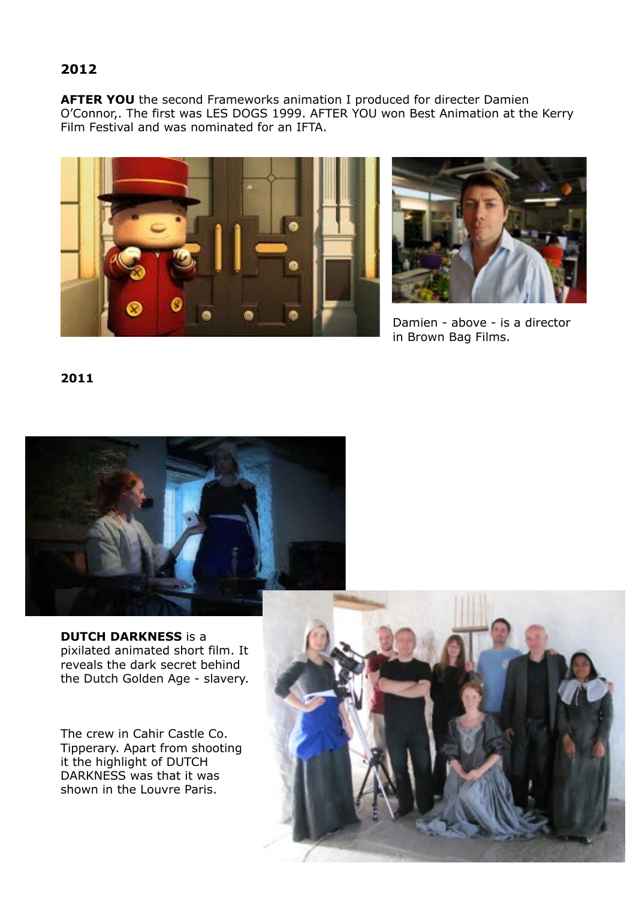**2012**

**AFTER YOU** the second Frameworks animation I produced for directer Damien O'Connor,. The first was LES DOGS 1999. AFTER YOU won Best Animation at the Kerry Film Festival and was nominated for an IFTA.

Damien - above - is a director in Brown Bag Films.

**2011**

**DUTCH DARKNESS** is a pixilated animated short film. It reveals the dark secret behind the Dutch Golden Age - slavery.

The crew in Cahir Castle Co. Tipperary. Apart from shooting it the highlight of DUTCH DARKNESS was that it was shown in the Louvre Paris.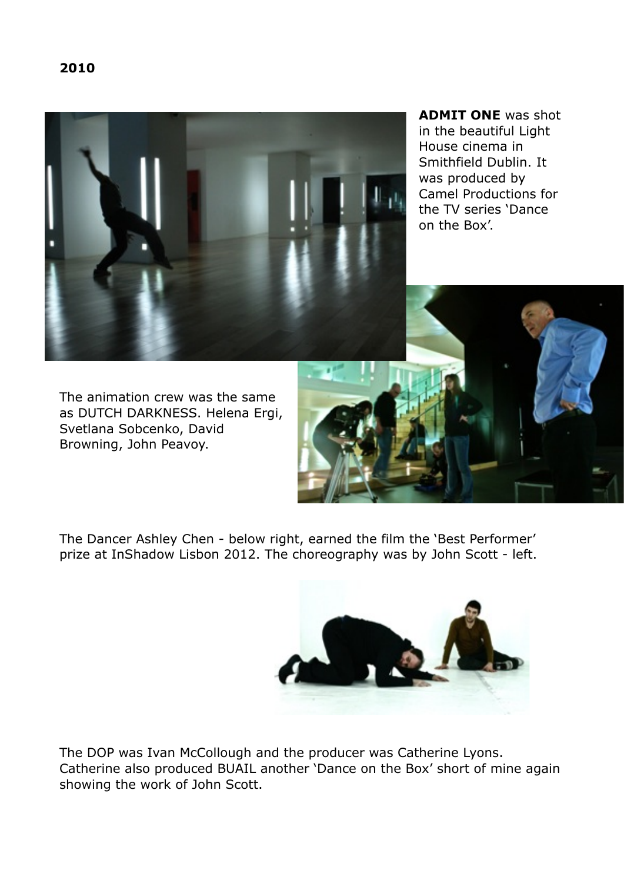**2010**

**ADMIT ONE** was shot in the beautiful Light House cinema in Smithfield Dublin. It was produced by Camel Productions for the TV series 'Dance on the Box'.

The animation crew was the same as DUTCH DARKNESS. Helena Ergi, Svetlana Sobcenko, David Browning, John Peavoy.

The Dancer Ashley Chen - below right, earned the film the 'Best Performer' prize at InShadow Lisbon 2012. The choreography was by John Scott - left.

The DOP was Ivan McCollough and the producer was Catherine Lyons. Catherine also produced BUAIL another 'Dance on the Box' short of mine again showing the work of John Scott.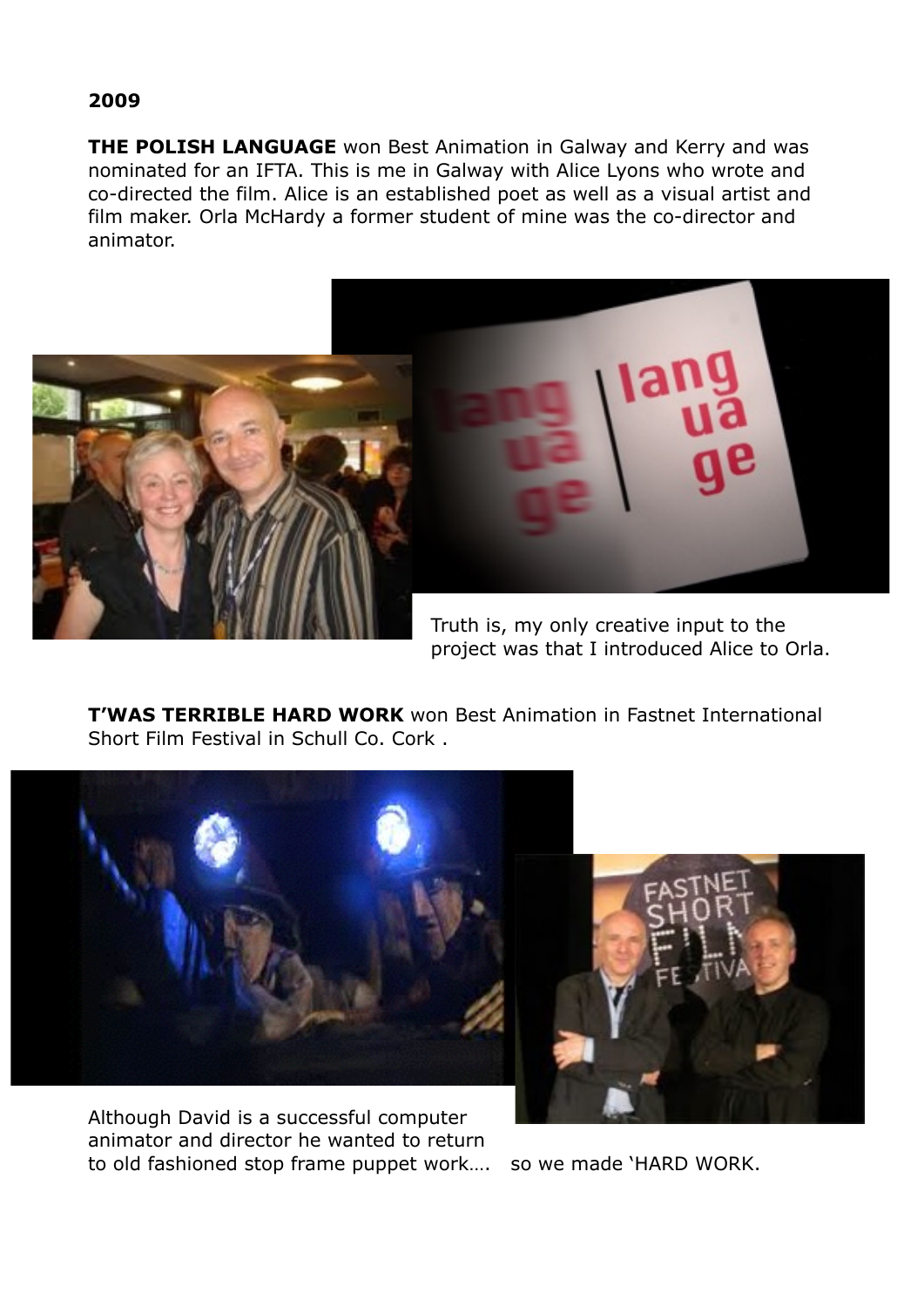**2009**

**THE POLISH LANGUAGE** won Best Animation in Galway and Kerry and was nominated for an IFTA. This is me in Galway with Alice Lyons who wrote and co-directed the film. Alice is an established poet as well as a visual artist and film maker. Orla McHardy a former student of mine was the co-director and animator.

Truth is, my only creative input to the project was that I introduced Alice to Orla.

**T'WAS TERRIBLE HARD WORK** won Best Animation in Fastnet International Short Film Festival in Schull Co. Cork .

Although David is a successful computer animator and director he wanted to return to old fashioned stop frame puppet work…. so we made 'HARD WORK.